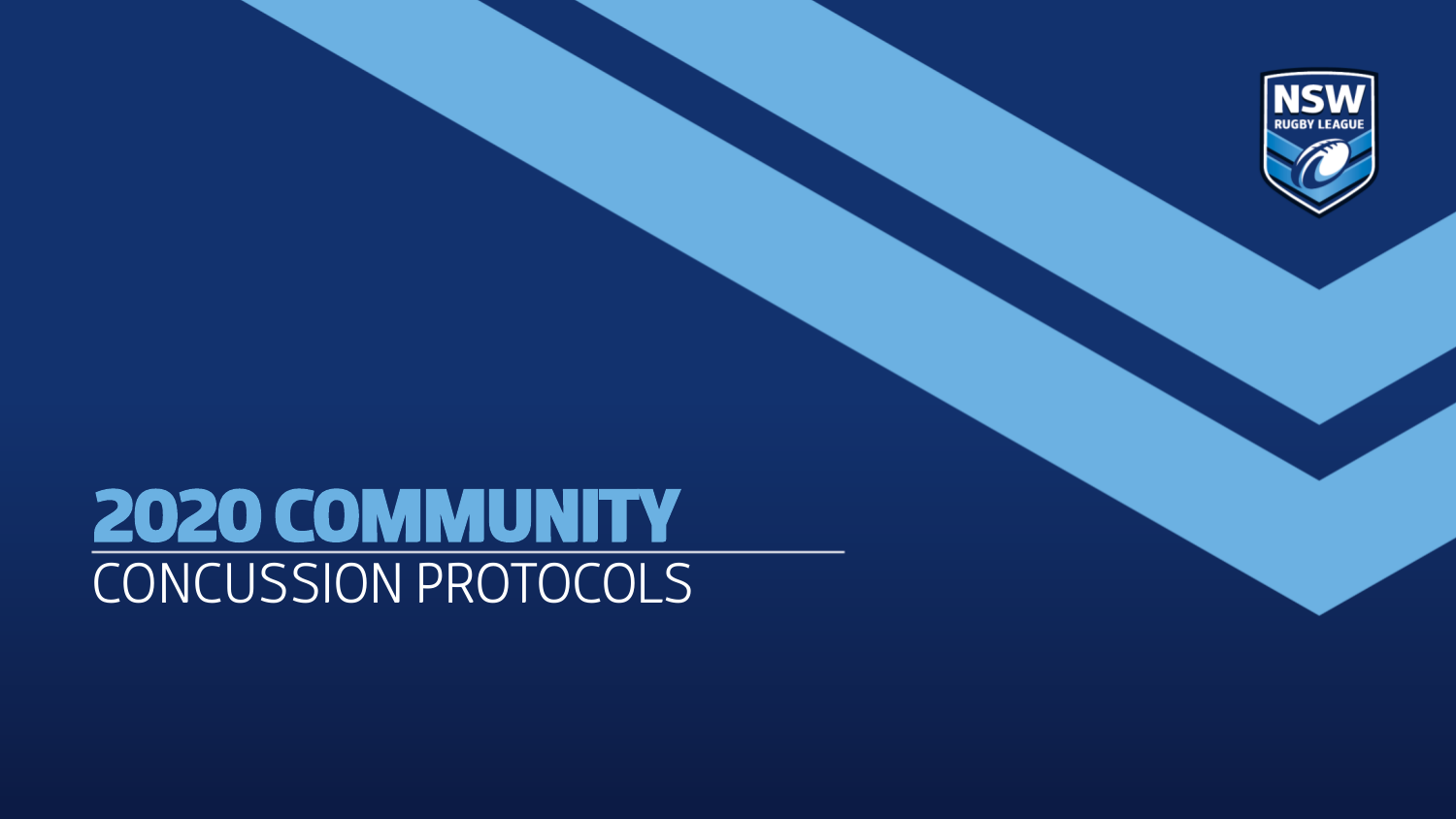NSW RUGBY LEAGUE

# 2020 COMMUNITY

## CONCUSSION PROTOCOLS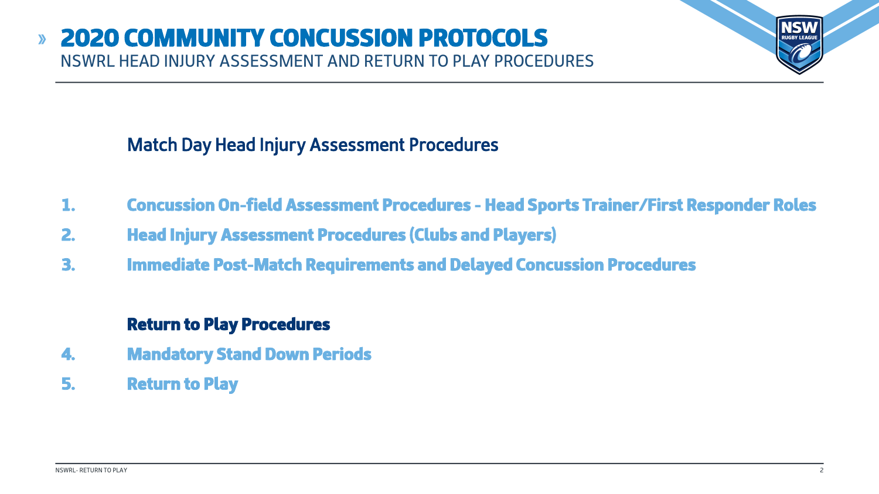# 2020 COMMUNITY CONCUSSION PROTOCOLS

NSWRL HEAD INJURY ASSESSMENT AND RETURN TO PLAY PROCEDURES

## Match Day Head Injury Assessment Procedures

1. Concussion On-field Assessment Procedures - Head Sports Trainer/First Responder Roles
2. Head Injury Assessment Procedures (Clubs and Players)
3. Immediate Post-Match Requirements and Delayed Concussion Procedures

## Return to Play Procedures

4. Mandatory Stand Down Periods
5. Return to Play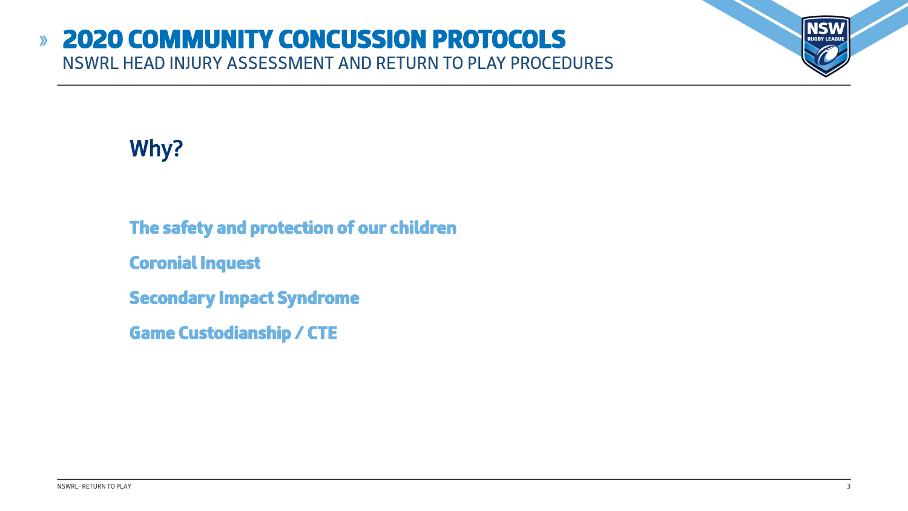# 2020 COMMUNITY CONCUSSION PROTOCOLS

NSWRL HEAD INJURY ASSESSMENT AND RETURN TO PLAY PROCEDURES

## Why?

**The safety and protection of our children**

**Coronial Inquest**

**Secondary Impact Syndrome**

**Game Custodianship / CTE**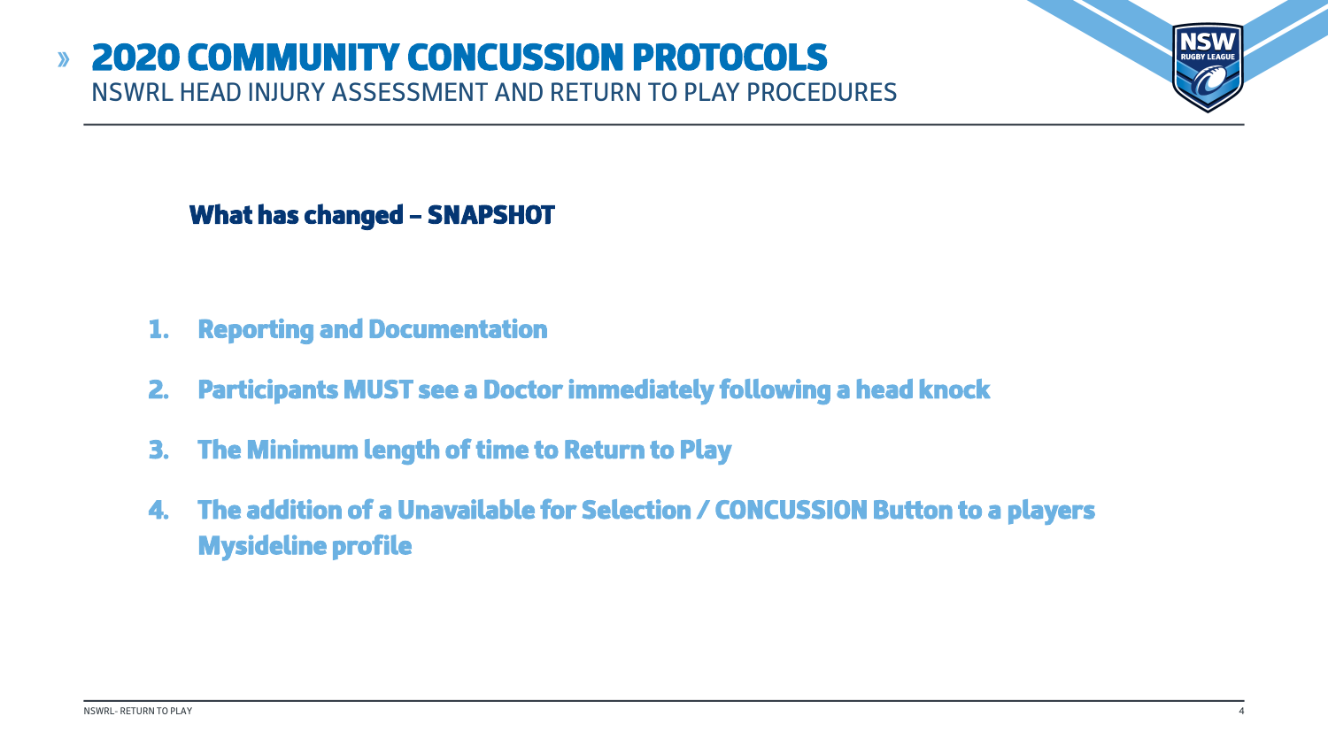# 2020 COMMUNITY CONCUSSION PROTOCOLS

NSWRL HEAD INJURY ASSESSMENT AND RETURN TO PLAY PROCEDURES

## What has changed – SNAPSHOT

1. **Reporting and Documentation**
2. **Participants MUST see a Doctor immediately following a head knock**
3. **The Minimum length of time to Return to Play**
4. **The addition of a Unavailable for Selection / CONCUSSION Button to a players Mysideline profile**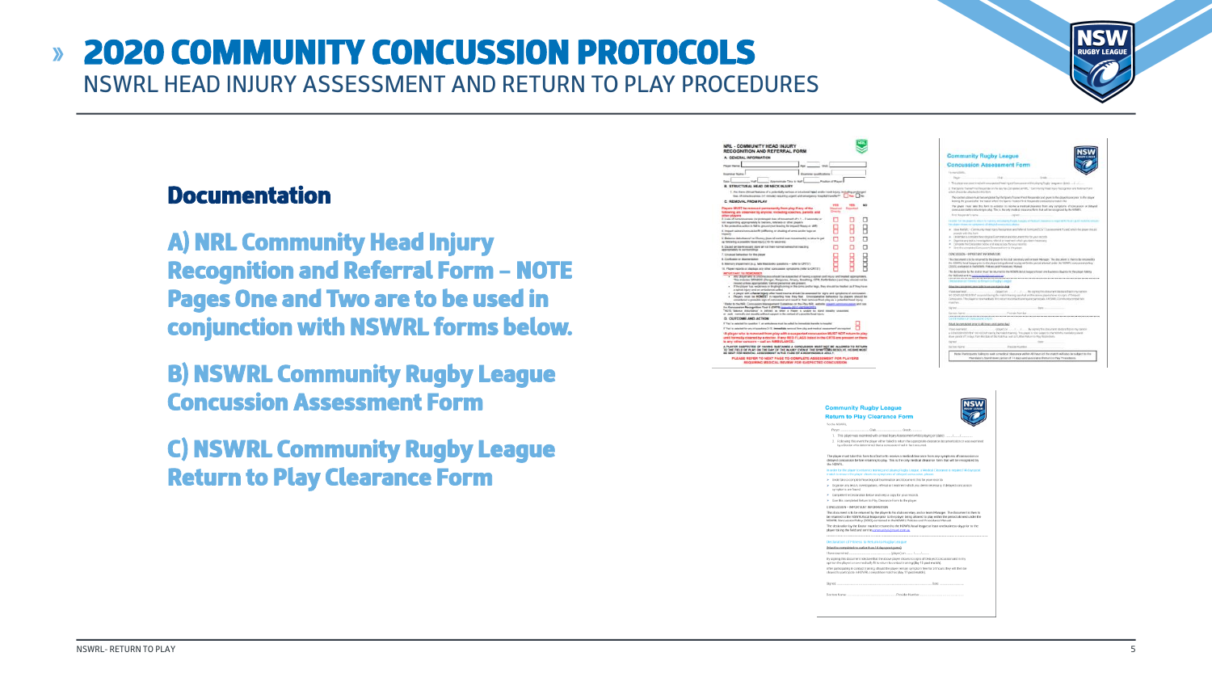# 2020 COMMUNITY CONCUSSION PROTOCOLS

NSWRL HEAD INJURY ASSESSMENT AND RETURN TO PLAY PROCEDURES

## Documentation

**A) NRL Community Head Injury Recognition and Referral Form – NOTE Pages One and Two are to be used in conjunction with NSWRL forms below.**

**B) NSWRL Community Rugby League Concussion Assessment Form**

**C) NSWRL Community Rugby League Return to Play Clearance Form**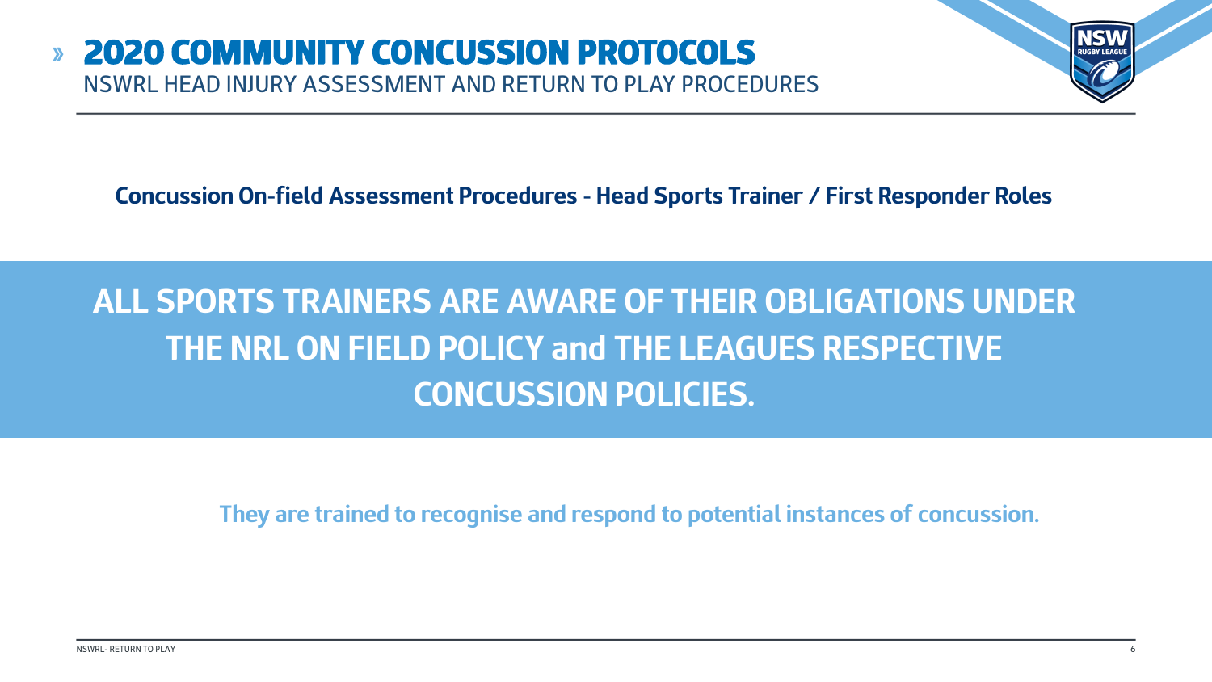# 2020 COMMUNITY CONCUSSION PROTOCOLS

NSWRL HEAD INJURY ASSESSMENT AND RETURN TO PLAY PROCEDURES

## Concussion On-field Assessment Procedures - Head Sports Trainer / First Responder Roles

**ALL SPORTS TRAINERS ARE AWARE OF THEIR OBLIGATIONS UNDER THE NRL ON FIELD POLICY and THE LEAGUES RESPECTIVE CONCUSSION POLICIES.**

**They are trained to recognise and respond to potential instances of concussion.**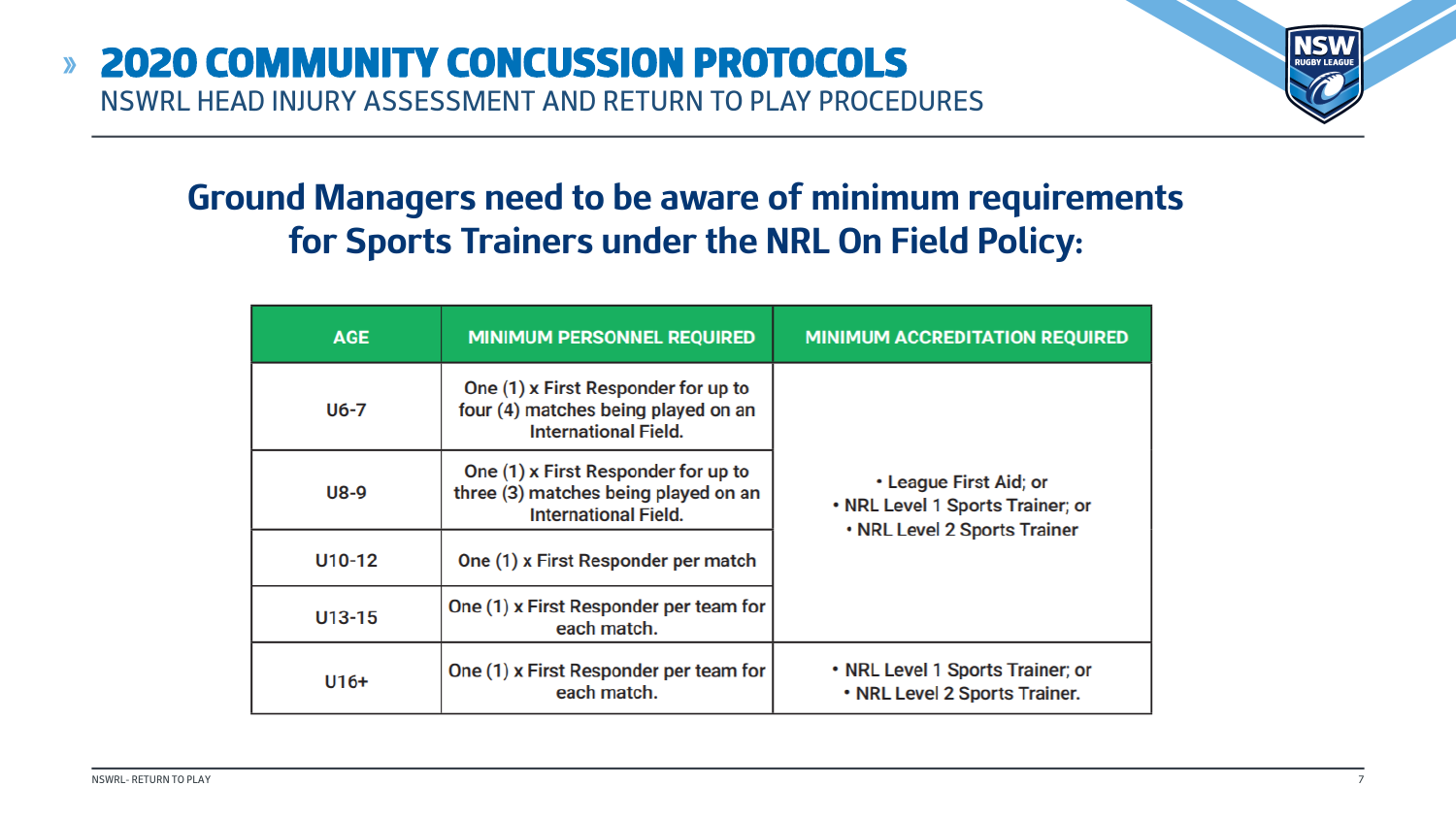# 2020 COMMUNITY CONCUSSION PROTOCOLS

NSWRL HEAD INJURY ASSESSMENT AND RETURN TO PLAY PROCEDURES

## Ground Managers need to be aware of minimum requirements for Sports Trainers under the NRL On Field Policy:

| AGE | MINIMUM PERSONNEL REQUIRED | MINIMUM ACCREDITATION REQUIRED |
|---|---|---|
| U6-7 | One (1) x First Responder for up to four (4) matches being played on an International Field. | • League First Aid; or<br>• NRL Level 1 Sports Trainer; or<br>• NRL Level 2 Sports Trainer |
| U8-9 | One (1) x First Responder for up to three (3) matches being played on an International Field. | • League First Aid; or<br>• NRL Level 1 Sports Trainer; or<br>• NRL Level 2 Sports Trainer |
| U10-12 | One (1) x First Responder per match | • League First Aid; or<br>• NRL Level 1 Sports Trainer; or<br>• NRL Level 2 Sports Trainer |
| U13-15 | One (1) x First Responder per team for each match. | • League First Aid; or<br>• NRL Level 1 Sports Trainer; or<br>• NRL Level 2 Sports Trainer |
| U16+ | One (1) x First Responder per team for each match. | • NRL Level 1 Sports Trainer; or<br>• NRL Level 2 Sports Trainer. |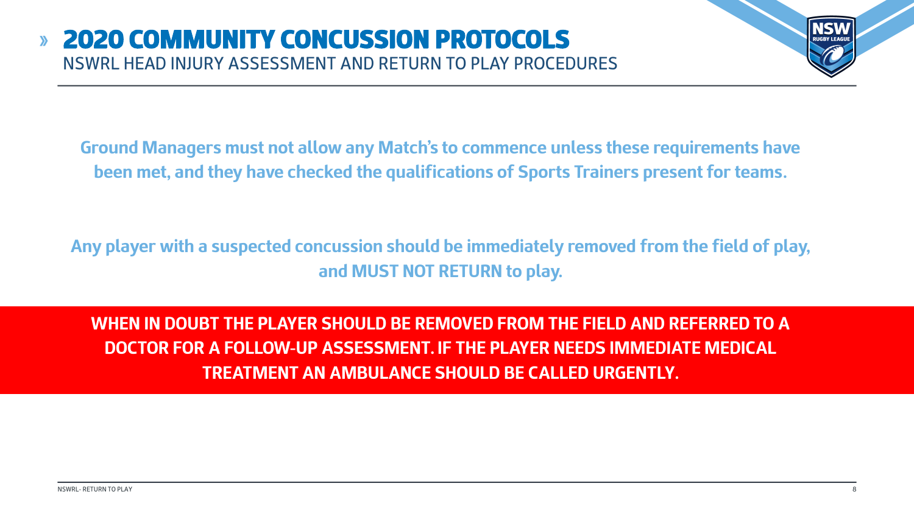# 2020 COMMUNITY CONCUSSION PROTOCOLS

## NSWRL HEAD INJURY ASSESSMENT AND RETURN TO PLAY PROCEDURES

**Ground Managers must not allow any Match's to commence unless these requirements have been met, and they have checked the qualifications of Sports Trainers present for teams.**

**Any player with a suspected concussion should be immediately removed from the field of play, and MUST NOT RETURN to play.**

**WHEN IN DOUBT THE PLAYER SHOULD BE REMOVED FROM THE FIELD AND REFERRED TO A DOCTOR FOR A FOLLOW-UP ASSESSMENT. IF THE PLAYER NEEDS IMMEDIATE MEDICAL TREATMENT AN AMBULANCE SHOULD BE CALLED URGENTLY.**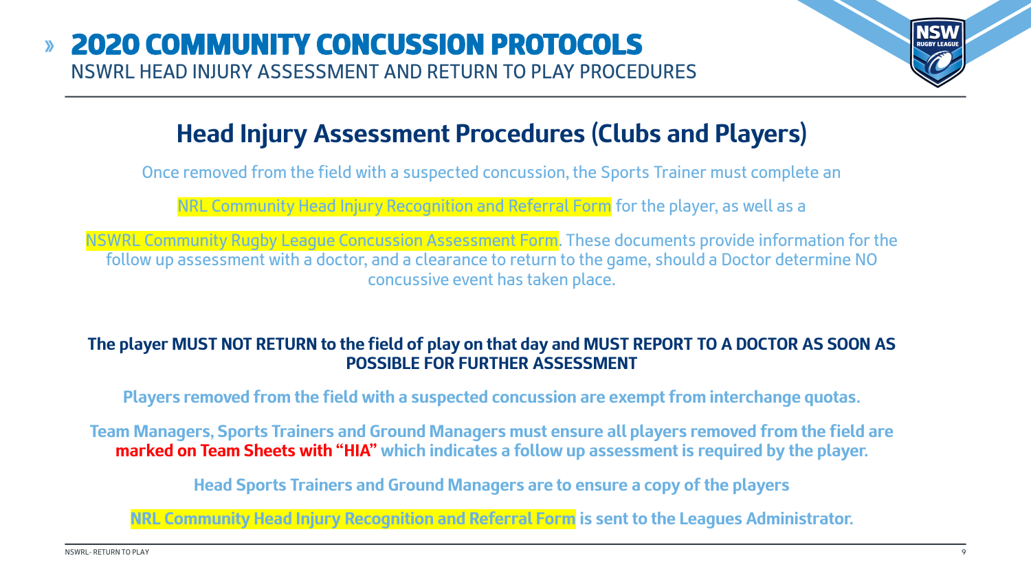# 2020 COMMUNITY CONCUSSION PROTOCOLS

NSWRL HEAD INJURY ASSESSMENT AND RETURN TO PLAY PROCEDURES

## Head Injury Assessment Procedures (Clubs and Players)

Once removed from the field with a suspected concussion, the Sports Trainer must complete an NRL Community Head Injury Recognition and Referral Form for the player, as well as a NSWRL Community Rugby League Concussion Assessment Form. These documents provide information for the follow up assessment with a doctor, and a clearance to return to the game, should a Doctor determine NO concussive event has taken place.

**The player MUST NOT RETURN to the field of play on that day and MUST REPORT TO A DOCTOR AS SOON AS POSSIBLE FOR FURTHER ASSESSMENT**

**Players removed from the field with a suspected concussion are exempt from interchange quotas.**

**Team Managers, Sports Trainers and Ground Managers must ensure all players removed from the field are marked on Team Sheets with "HIA" which indicates a follow up assessment is required by the player.**

**Head Sports Trainers and Ground Managers are to ensure a copy of the players NRL Community Head Injury Recognition and Referral Form is sent to the Leagues Administrator.**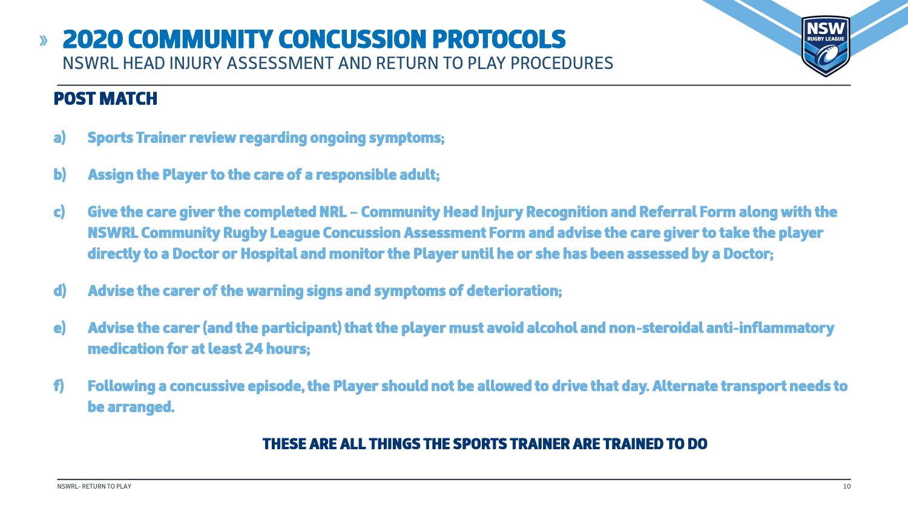# 2020 COMMUNITY CONCUSSION PROTOCOLS

NSWRL HEAD INJURY ASSESSMENT AND RETURN TO PLAY PROCEDURES

## POST MATCH

a) **Sports Trainer review regarding ongoing symptoms;**

b) **Assign the Player to the care of a responsible adult;**

c) **Give the care giver the completed NRL – Community Head Injury Recognition and Referral Form along with the NSWRL Community Rugby League Concussion Assessment Form and advise the care giver to take the player directly to a Doctor or Hospital and monitor the Player until he or she has been assessed by a Doctor;**

d) **Advise the carer of the warning signs and symptoms of deterioration;**

e) **Advise the carer (and the participant) that the player must avoid alcohol and non-steroidal anti-inflammatory medication for at least 24 hours;**

f) **Following a concussive episode, the Player should not be allowed to drive that day. Alternate transport needs to be arranged.**

**THESE ARE ALL THINGS THE SPORTS TRAINER ARE TRAINED TO DO**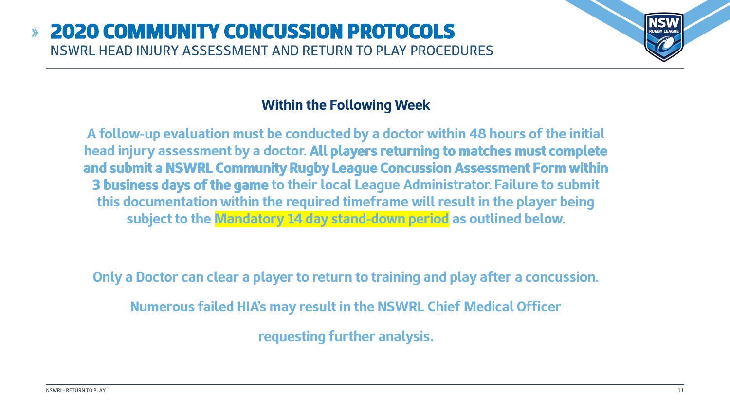# 2020 COMMUNITY CONCUSSION PROTOCOLS

NSWRL HEAD INJURY ASSESSMENT AND RETURN TO PLAY PROCEDURES

## Within the Following Week

A follow-up evaluation must be conducted by a doctor within 48 hours of the initial head injury assessment by a doctor. **All players returning to matches must complete and submit a NSWRL Community Rugby League Concussion Assessment Form within 3 business days of the game** to their local League Administrator. Failure to submit this documentation within the required timeframe will result in the player being subject to the Mandatory 14 day stand-down period as outlined below.

Only a Doctor can clear a player to return to training and play after a concussion.

Numerous failed HIA's may result in the NSWRL Chief Medical Officer

requesting further analysis.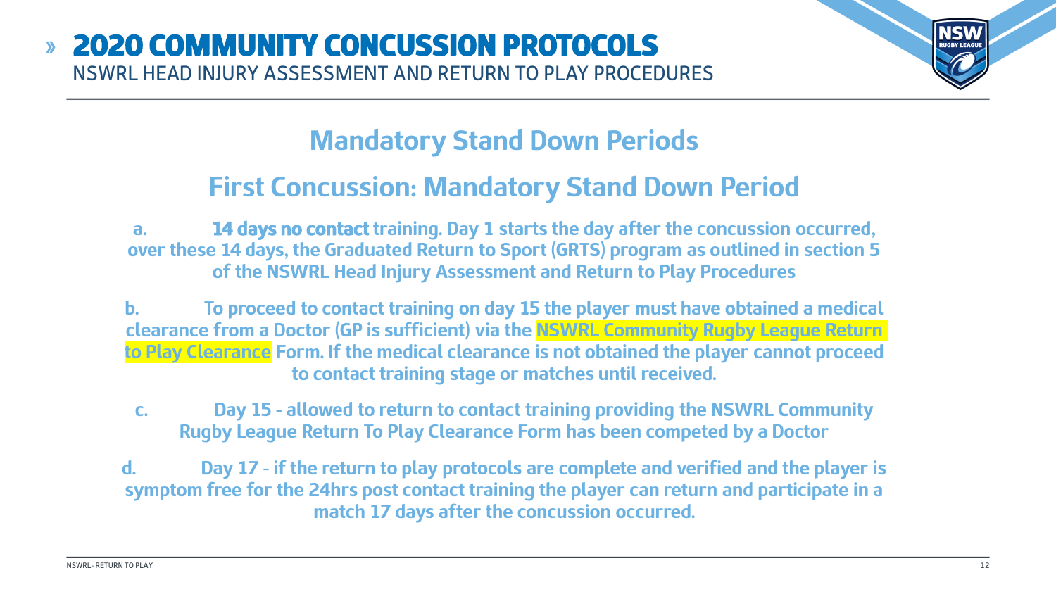# 2020 COMMUNITY CONCUSSION PROTOCOLS

NSWRL HEAD INJURY ASSESSMENT AND RETURN TO PLAY PROCEDURES

## Mandatory Stand Down Periods

## First Concussion: Mandatory Stand Down Period

a. **14 days no contact** training. Day 1 starts the day after the concussion occurred, over these 14 days, the Graduated Return to Sport (GRTS) program as outlined in section 5 of the NSWRL Head Injury Assessment and Return to Play Procedures

b. To proceed to contact training on day 15 the player must have obtained a medical clearance from a Doctor (GP is sufficient) via the NSWRL Community Rugby League Return to Play Clearance Form. If the medical clearance is not obtained the player cannot proceed to contact training stage or matches until received.

c. Day 15 - allowed to return to contact training providing the NSWRL Community Rugby League Return To Play Clearance Form has been competed by a Doctor

d. Day 17 - if the return to play protocols are complete and verified and the player is symptom free for the 24hrs post contact training the player can return and participate in a match 17 days after the concussion occurred.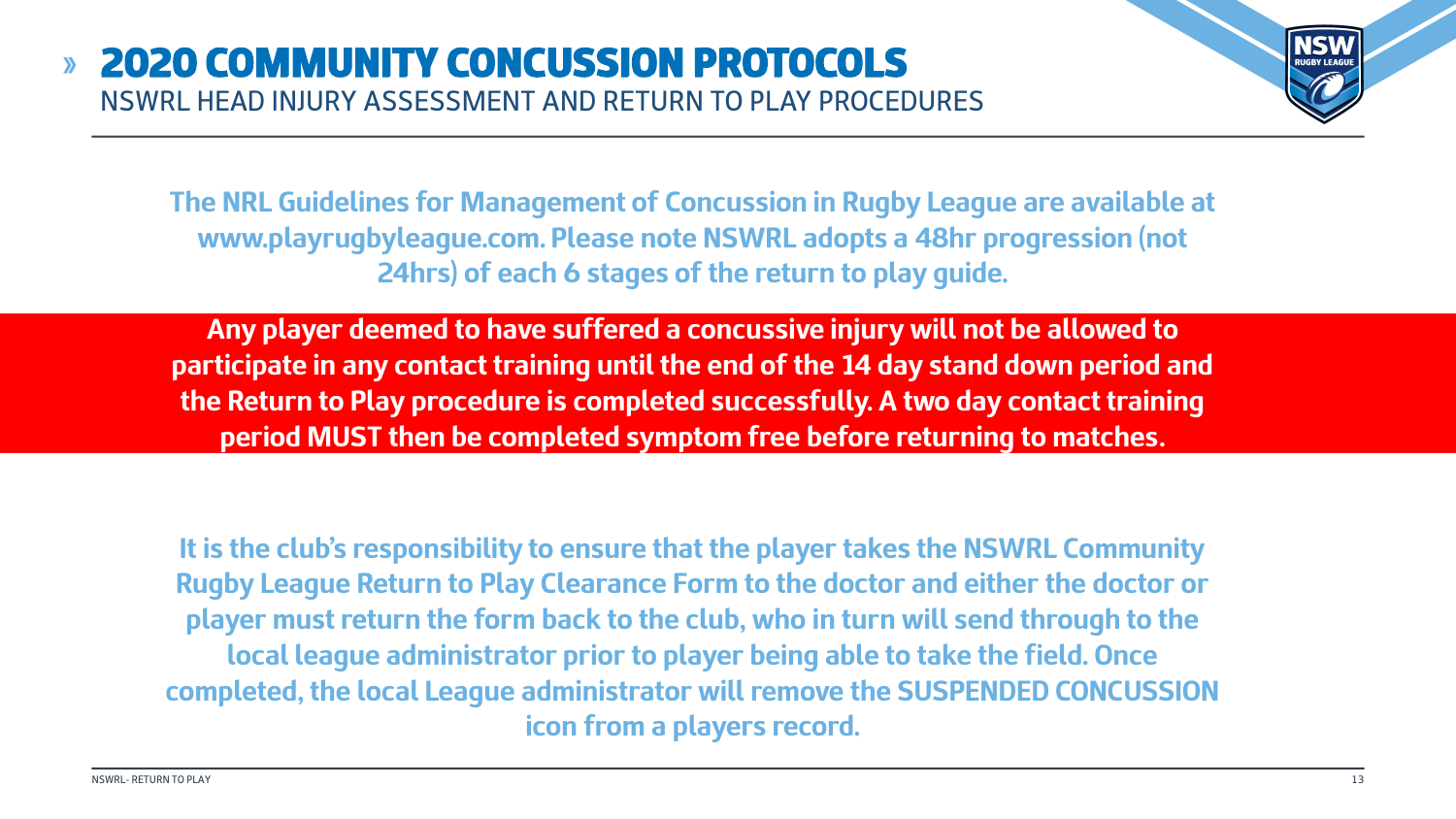# 2020 COMMUNITY CONCUSSION PROTOCOLS

## NSWRL HEAD INJURY ASSESSMENT AND RETURN TO PLAY PROCEDURES

**The NRL Guidelines for Management of Concussion in Rugby League are available at www.playrugbyleague.com. Please note NSWRL adopts a 48hr progression (not 24hrs) of each 6 stages of the return to play guide.**

**Any player deemed to have suffered a concussive injury will not be allowed to participate in any contact training until the end of the 14 day stand down period and the Return to Play procedure is completed successfully. A two day contact training period MUST then be completed symptom free before returning to matches.**

**It is the club's responsibility to ensure that the player takes the NSWRL Community Rugby League Return to Play Clearance Form to the doctor and either the doctor or player must return the form back to the club, who in turn will send through to the local league administrator prior to player being able to take the field. Once completed, the local League administrator will remove the SUSPENDED CONCUSSION icon from a players record.**